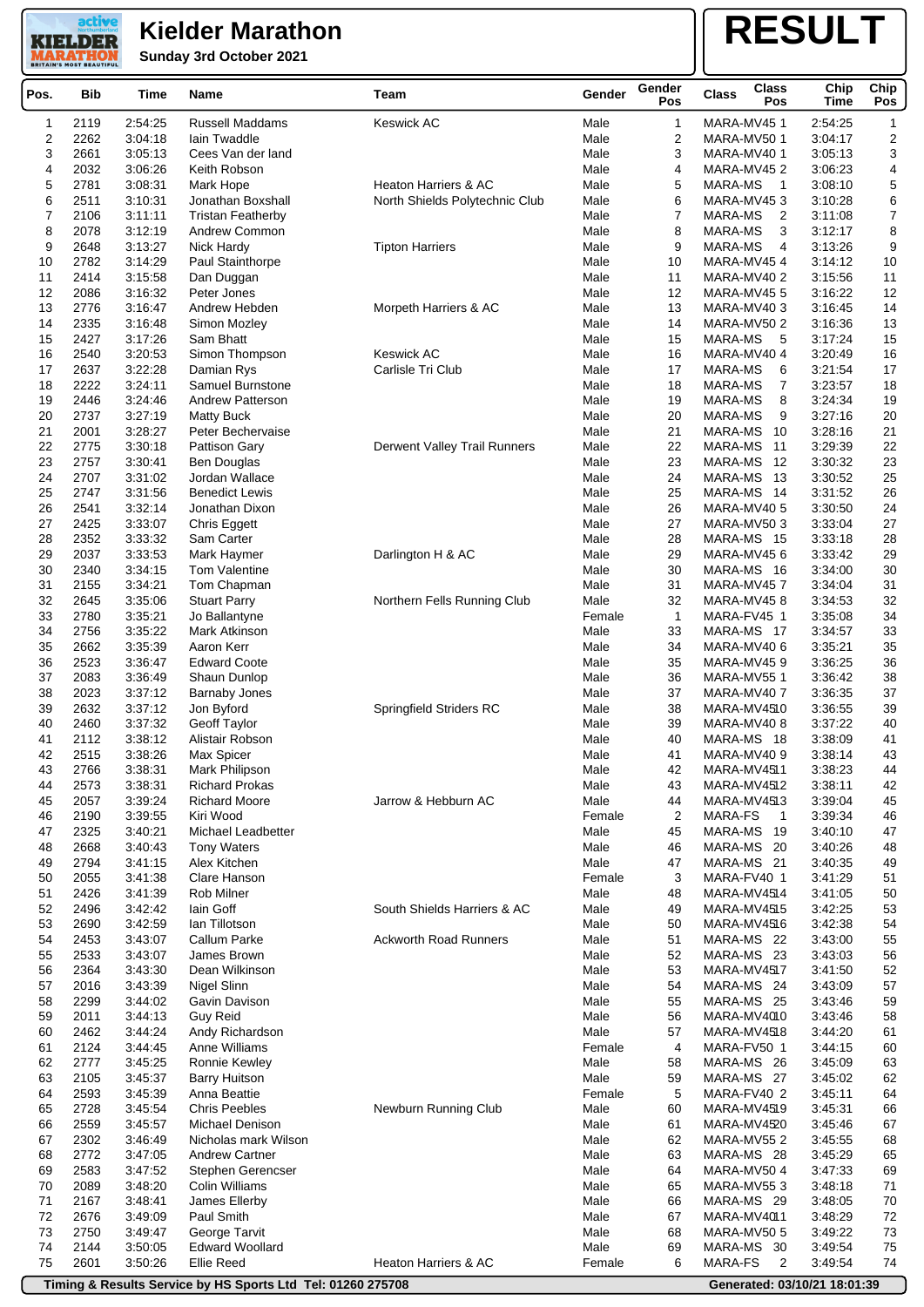# Kielder Marathon

**Sunday 3rd October 2021**

# RESULT

| Pos. | Bib | Time | Name | Team | Gender | Gender Pos | Class | Class Pos | Chip Time | Chip Pos |
|---|---|---|---|---|---|---|---|---|---|---|
| 1 | 2119 | 2:54:25 | Russell Maddams | Keswick AC | Male | 1 | MARA-MV45 | 1 | 2:54:25 | 1 |
| 2 | 2262 | 3:04:18 | Iain Twaddle | | Male | 2 | MARA-MV50 | 1 | 3:04:17 | 2 |
| 3 | 2661 | 3:05:13 | Cees Van der land | | Male | 3 | MARA-MV40 | 1 | 3:05:13 | 3 |
| 4 | 2032 | 3:06:26 | Keith Robson | | Male | 4 | MARA-MV45 | 2 | 3:06:23 | 4 |
| 5 | 2781 | 3:08:31 | Mark Hope | Heaton Harriers & AC | Male | 5 | MARA-MS | 1 | 3:08:10 | 5 |
| 6 | 2511 | 3:10:31 | Jonathan Boxshall | North Shields Polytechnic Club | Male | 6 | MARA-MV45 | 3 | 3:10:28 | 6 |
| 7 | 2106 | 3:11:11 | Tristan Featherby | | Male | 7 | MARA-MS | 2 | 3:11:08 | 7 |
| 8 | 2078 | 3:12:19 | Andrew Common | | Male | 8 | MARA-MS | 3 | 3:12:17 | 8 |
| 9 | 2648 | 3:13:27 | Nick Hardy | Tipton Harriers | Male | 9 | MARA-MS | 4 | 3:13:26 | 9 |
| 10 | 2782 | 3:14:29 | Paul Stainthorpe | | Male | 10 | MARA-MV45 | 4 | 3:14:12 | 10 |
| 11 | 2414 | 3:15:58 | Dan Duggan | | Male | 11 | MARA-MV40 | 2 | 3:15:56 | 11 |
| 12 | 2086 | 3:16:32 | Peter Jones | | Male | 12 | MARA-MV45 | 5 | 3:16:22 | 12 |
| 13 | 2776 | 3:16:47 | Andrew Hebden | Morpeth Harriers & AC | Male | 13 | MARA-MV40 | 3 | 3:16:45 | 14 |
| 14 | 2335 | 3:16:48 | Simon Mozley | | Male | 14 | MARA-MV50 | 2 | 3:16:36 | 13 |
| 15 | 2427 | 3:17:26 | Sam Bhatt | | Male | 15 | MARA-MS | 5 | 3:17:24 | 15 |
| 16 | 2540 | 3:20:53 | Simon Thompson | Keswick AC | Male | 16 | MARA-MV40 | 4 | 3:20:49 | 16 |
| 17 | 2637 | 3:22:28 | Damian Rys | Carlisle Tri Club | Male | 17 | MARA-MS | 6 | 3:21:54 | 17 |
| 18 | 2222 | 3:24:11 | Samuel Burnstone | | Male | 18 | MARA-MS | 7 | 3:23:57 | 18 |
| 19 | 2446 | 3:24:46 | Andrew Patterson | | Male | 19 | MARA-MS | 8 | 3:24:34 | 19 |
| 20 | 2737 | 3:27:19 | Matty Buck | | Male | 20 | MARA-MS | 9 | 3:27:16 | 20 |
| 21 | 2001 | 3:28:27 | Peter Bechervaise | | Male | 21 | MARA-MS | 10 | 3:28:16 | 21 |
| 22 | 2775 | 3:30:18 | Pattison Gary | Derwent Valley Trail Runners | Male | 22 | MARA-MS | 11 | 3:29:39 | 22 |
| 23 | 2757 | 3:30:41 | Ben Douglas | | Male | 23 | MARA-MS | 12 | 3:30:32 | 23 |
| 24 | 2707 | 3:31:02 | Jordan Wallace | | Male | 24 | MARA-MS | 13 | 3:30:52 | 25 |
| 25 | 2747 | 3:31:56 | Benedict Lewis | | Male | 25 | MARA-MS | 14 | 3:31:52 | 26 |
| 26 | 2541 | 3:32:14 | Jonathan Dixon | | Male | 26 | MARA-MV40 | 5 | 3:30:50 | 24 |
| 27 | 2425 | 3:33:07 | Chris Eggett | | Male | 27 | MARA-MV50 | 3 | 3:33:04 | 27 |
| 28 | 2352 | 3:33:32 | Sam Carter | | Male | 28 | MARA-MS | 15 | 3:33:18 | 28 |
| 29 | 2037 | 3:33:53 | Mark Haymer | Darlington H & AC | Male | 29 | MARA-MV45 | 6 | 3:33:42 | 29 |
| 30 | 2340 | 3:34:15 | Tom Valentine | | Male | 30 | MARA-MS | 16 | 3:34:00 | 30 |
| 31 | 2155 | 3:34:21 | Tom Chapman | | Male | 31 | MARA-MV45 | 7 | 3:34:04 | 31 |
| 32 | 2645 | 3:35:06 | Stuart Parry | Northern Fells Running Club | Male | 32 | MARA-MV45 | 8 | 3:34:53 | 32 |
| 33 | 2780 | 3:35:21 | Jo Ballantyne | | Female | 1 | MARA-FV45 | 1 | 3:35:08 | 34 |
| 34 | 2756 | 3:35:22 | Mark Atkinson | | Male | 33 | MARA-MS | 17 | 3:34:57 | 33 |
| 35 | 2662 | 3:35:39 | Aaron Kerr | | Male | 34 | MARA-MV40 | 6 | 3:35:21 | 35 |
| 36 | 2523 | 3:36:47 | Edward Coote | | Male | 35 | MARA-MV45 | 9 | 3:36:25 | 36 |
| 37 | 2083 | 3:36:49 | Shaun Dunlop | | Male | 36 | MARA-MV55 | 1 | 3:36:42 | 38 |
| 38 | 2023 | 3:37:12 | Barnaby Jones | | Male | 37 | MARA-MV40 | 7 | 3:36:35 | 37 |
| 39 | 2632 | 3:37:12 | Jon Byford | Springfield Striders RC | Male | 38 | MARA-MV45 | 10 | 3:36:55 | 39 |
| 40 | 2460 | 3:37:32 | Geoff Taylor | | Male | 39 | MARA-MV40 | 8 | 3:37:22 | 40 |
| 41 | 2112 | 3:38:12 | Alistair Robson | | Male | 40 | MARA-MS | 18 | 3:38:09 | 41 |
| 42 | 2515 | 3:38:26 | Max Spicer | | Male | 41 | MARA-MV40 | 9 | 3:38:14 | 43 |
| 43 | 2766 | 3:38:31 | Mark Philipson | | Male | 42 | MARA-MV45 | 11 | 3:38:23 | 44 |
| 44 | 2573 | 3:38:31 | Richard Prokas | | Male | 43 | MARA-MV45 | 12 | 3:38:11 | 42 |
| 45 | 2057 | 3:39:24 | Richard Moore | Jarrow & Hebburn AC | Male | 44 | MARA-MV45 | 13 | 3:39:04 | 45 |
| 46 | 2190 | 3:39:55 | Kiri Wood | | Female | 2 | MARA-FS | 1 | 3:39:34 | 46 |
| 47 | 2325 | 3:40:21 | Michael Leadbetter | | Male | 45 | MARA-MS | 19 | 3:40:10 | 47 |
| 48 | 2668 | 3:40:43 | Tony Waters | | Male | 46 | MARA-MS | 20 | 3:40:26 | 48 |
| 49 | 2794 | 3:41:15 | Alex Kitchen | | Male | 47 | MARA-MS | 21 | 3:40:35 | 49 |
| 50 | 2055 | 3:41:38 | Clare Hanson | | Female | 3 | MARA-FV40 | 1 | 3:41:29 | 51 |
| 51 | 2426 | 3:41:39 | Rob Milner | | Male | 48 | MARA-MV45 | 14 | 3:41:05 | 50 |
| 52 | 2496 | 3:42:42 | Iain Goff | South Shields Harriers & AC | Male | 49 | MARA-MV45 | 15 | 3:42:25 | 53 |
| 53 | 2690 | 3:42:59 | Ian Tillotson | | Male | 50 | MARA-MV45 | 16 | 3:42:38 | 54 |
| 54 | 2453 | 3:43:07 | Callum Parke | Ackworth Road Runners | Male | 51 | MARA-MS | 22 | 3:43:00 | 55 |
| 55 | 2533 | 3:43:07 | James Brown | | Male | 52 | MARA-MS | 23 | 3:43:03 | 56 |
| 56 | 2364 | 3:43:30 | Dean Wilkinson | | Male | 53 | MARA-MV45 | 17 | 3:41:50 | 52 |
| 57 | 2016 | 3:43:39 | Nigel Slinn | | Male | 54 | MARA-MS | 24 | 3:43:09 | 57 |
| 58 | 2299 | 3:44:02 | Gavin Davison | | Male | 55 | MARA-MS | 25 | 3:43:46 | 59 |
| 59 | 2011 | 3:44:13 | Guy Reid | | Male | 56 | MARA-MV40 | 10 | 3:43:46 | 58 |
| 60 | 2462 | 3:44:24 | Andy Richardson | | Male | 57 | MARA-MV45 | 18 | 3:44:20 | 61 |
| 61 | 2124 | 3:44:45 | Anne Williams | | Female | 4 | MARA-FV50 | 1 | 3:44:15 | 60 |
| 62 | 2777 | 3:45:25 | Ronnie Kewley | | Male | 58 | MARA-MS | 26 | 3:45:09 | 63 |
| 63 | 2105 | 3:45:37 | Barry Huitson | | Male | 59 | MARA-MS | 27 | 3:45:02 | 62 |
| 64 | 2593 | 3:45:39 | Anna Beattie | | Female | 5 | MARA-FV40 | 2 | 3:45:11 | 64 |
| 65 | 2728 | 3:45:54 | Chris Peebles | Newburn Running Club | Male | 60 | MARA-MV45 | 19 | 3:45:31 | 66 |
| 66 | 2559 | 3:45:57 | Michael Denison | | Male | 61 | MARA-MV45 | 20 | 3:45:46 | 67 |
| 67 | 2302 | 3:46:49 | Nicholas mark Wilson | | Male | 62 | MARA-MV55 | 2 | 3:45:55 | 68 |
| 68 | 2772 | 3:47:05 | Andrew Cartner | | Male | 63 | MARA-MS | 28 | 3:45:29 | 65 |
| 69 | 2583 | 3:47:52 | Stephen Gerencser | | Male | 64 | MARA-MV50 | 4 | 3:47:33 | 69 |
| 70 | 2089 | 3:48:20 | Colin Williams | | Male | 65 | MARA-MV55 | 3 | 3:48:18 | 71 |
| 71 | 2167 | 3:48:41 | James Ellerby | | Male | 66 | MARA-MS | 29 | 3:48:05 | 70 |
| 72 | 2676 | 3:49:09 | Paul Smith | | Male | 67 | MARA-MV40 | 11 | 3:48:29 | 72 |
| 73 | 2750 | 3:49:47 | George Tarvit | | Male | 68 | MARA-MV50 | 5 | 3:49:22 | 73 |
| 74 | 2144 | 3:50:05 | Edward Woollard | | Male | 69 | MARA-MS | 30 | 3:49:54 | 75 |
| 75 | 2601 | 3:50:26 | Ellie Reed | Heaton Harriers & AC | Female | 6 | MARA-FS | 2 | 3:49:54 | 74 |

**Timing & Results Service by HS Sports Ltd Tel: 01260 275708** **Generated: 03/10/21 18:01:39**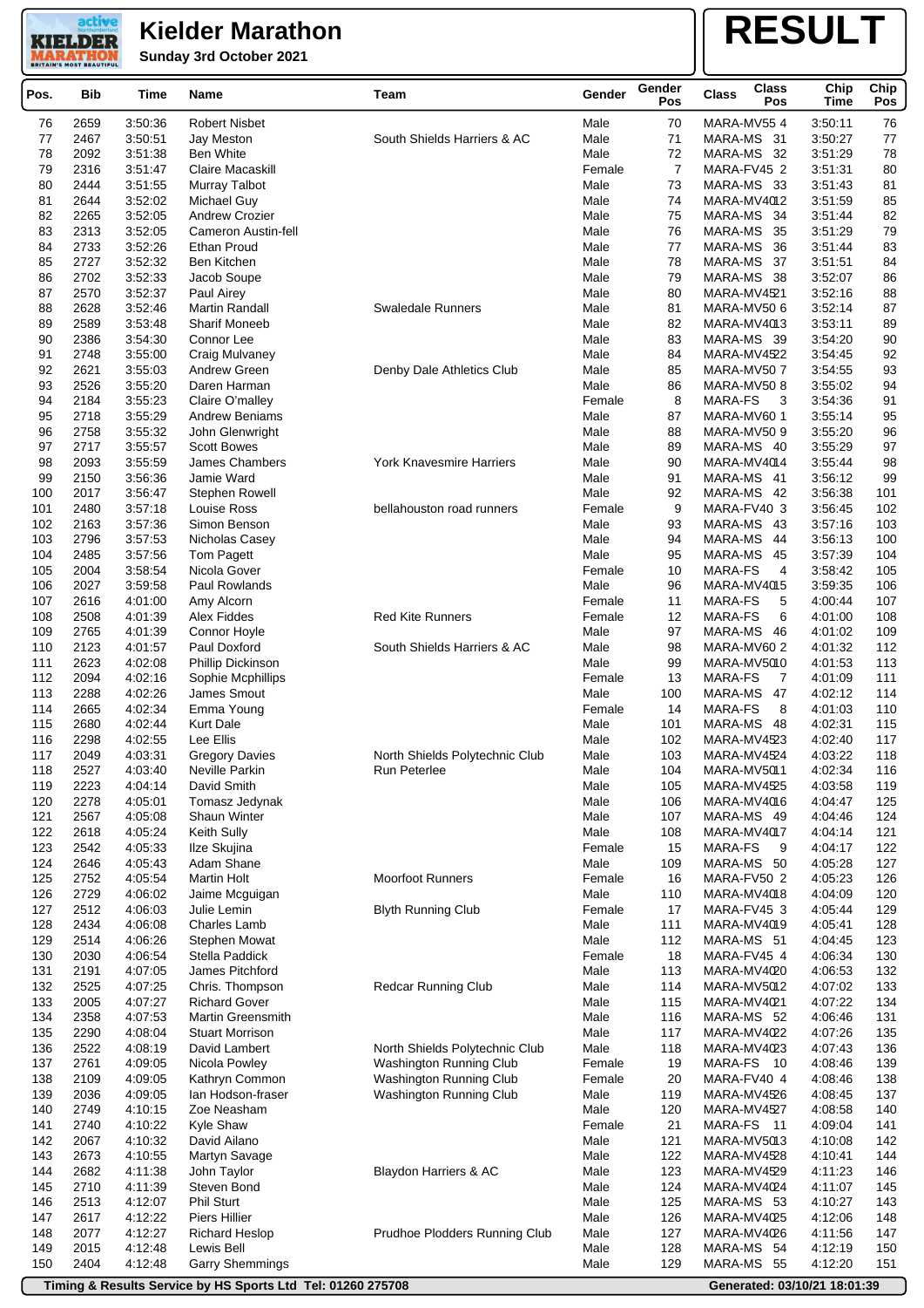# Kielder Marathon

**Sunday 3rd October 2021**

# RESULT

| Pos. | Bib | Time | Name | Team | Gender | Gender Pos | Class | Class Pos | Chip Time | Chip Pos |
|---|---|---|---|---|---|---|---|---|---|---|
| 76 | 2659 | 3:50:36 | Robert Nisbet | | Male | 70 | MARA-MV55 | 4 | 3:50:11 | 76 |
| 77 | 2467 | 3:50:51 | Jay Meston | South Shields Harriers & AC | Male | 71 | MARA-MS | 31 | 3:50:27 | 77 |
| 78 | 2092 | 3:51:38 | Ben White | | Male | 72 | MARA-MS | 32 | 3:51:29 | 78 |
| 79 | 2316 | 3:51:47 | Claire Macaskill | | Female | 7 | MARA-FV45 | 2 | 3:51:31 | 80 |
| 80 | 2444 | 3:51:55 | Murray Talbot | | Male | 73 | MARA-MS | 33 | 3:51:43 | 81 |
| 81 | 2644 | 3:52:02 | Michael Guy | | Male | 74 | MARA-MV40 | 12 | 3:51:59 | 85 |
| 82 | 2265 | 3:52:05 | Andrew Crozier | | Male | 75 | MARA-MS | 34 | 3:51:44 | 82 |
| 83 | 2313 | 3:52:05 | Cameron Austin-fell | | Male | 76 | MARA-MS | 35 | 3:51:29 | 79 |
| 84 | 2733 | 3:52:26 | Ethan Proud | | Male | 77 | MARA-MS | 36 | 3:51:44 | 83 |
| 85 | 2727 | 3:52:32 | Ben Kitchen | | Male | 78 | MARA-MS | 37 | 3:51:51 | 84 |
| 86 | 2702 | 3:52:33 | Jacob Soupe | | Male | 79 | MARA-MS | 38 | 3:52:07 | 86 |
| 87 | 2570 | 3:52:37 | Paul Airey | | Male | 80 | MARA-MV45 | 21 | 3:52:16 | 88 |
| 88 | 2628 | 3:52:46 | Martin Randall | Swaledale Runners | Male | 81 | MARA-MV50 | 6 | 3:52:14 | 87 |
| 89 | 2589 | 3:53:48 | Sharif Moneeb | | Male | 82 | MARA-MV40 | 13 | 3:53:11 | 89 |
| 90 | 2386 | 3:54:30 | Connor Lee | | Male | 83 | MARA-MS | 39 | 3:54:20 | 90 |
| 91 | 2748 | 3:55:00 | Craig Mulvaney | | Male | 84 | MARA-MV45 | 22 | 3:54:45 | 92 |
| 92 | 2621 | 3:55:03 | Andrew Green | Denby Dale Athletics Club | Male | 85 | MARA-MV50 | 7 | 3:54:55 | 93 |
| 93 | 2526 | 3:55:20 | Daren Harman | | Male | 86 | MARA-MV50 | 8 | 3:55:02 | 94 |
| 94 | 2184 | 3:55:23 | Claire O'malley | | Female | 8 | MARA-FS | 3 | 3:54:36 | 91 |
| 95 | 2718 | 3:55:29 | Andrew Beniams | | Male | 87 | MARA-MV60 | 1 | 3:55:14 | 95 |
| 96 | 2758 | 3:55:32 | John Glenwright | | Male | 88 | MARA-MV50 | 9 | 3:55:20 | 96 |
| 97 | 2717 | 3:55:57 | Scott Bowes | | Male | 89 | MARA-MS | 40 | 3:55:29 | 97 |
| 98 | 2093 | 3:55:59 | James Chambers | York Knavesmire Harriers | Male | 90 | MARA-MV40 | 14 | 3:55:44 | 98 |
| 99 | 2150 | 3:56:36 | Jamie Ward | | Male | 91 | MARA-MS | 41 | 3:56:12 | 99 |
| 100 | 2017 | 3:56:47 | Stephen Rowell | | Male | 92 | MARA-MS | 42 | 3:56:38 | 101 |
| 101 | 2480 | 3:57:18 | Louise Ross | bellahouston road runners | Female | 9 | MARA-FV40 | 3 | 3:56:45 | 102 |
| 102 | 2163 | 3:57:36 | Simon Benson | | Male | 93 | MARA-MS | 43 | 3:57:16 | 103 |
| 103 | 2796 | 3:57:53 | Nicholas Casey | | Male | 94 | MARA-MS | 44 | 3:56:13 | 100 |
| 104 | 2485 | 3:57:56 | Tom Pagett | | Male | 95 | MARA-MS | 45 | 3:57:39 | 104 |
| 105 | 2004 | 3:58:54 | Nicola Gover | | Female | 10 | MARA-FS | 4 | 3:58:42 | 105 |
| 106 | 2027 | 3:59:58 | Paul Rowlands | | Male | 96 | MARA-MV40 | 15 | 3:59:35 | 106 |
| 107 | 2616 | 4:01:00 | Amy Alcorn | | Female | 11 | MARA-FS | 5 | 4:00:44 | 107 |
| 108 | 2508 | 4:01:39 | Alex Fiddes | Red Kite Runners | Female | 12 | MARA-FS | 6 | 4:01:00 | 108 |
| 109 | 2765 | 4:01:39 | Connor Hoyle | | Male | 97 | MARA-MS | 46 | 4:01:02 | 109 |
| 110 | 2123 | 4:01:57 | Paul Doxford | South Shields Harriers & AC | Male | 98 | MARA-MV60 | 2 | 4:01:32 | 112 |
| 111 | 2623 | 4:02:08 | Phillip Dickinson | | Male | 99 | MARA-MV50 | 10 | 4:01:53 | 113 |
| 112 | 2094 | 4:02:16 | Sophie Mcphillips | | Female | 13 | MARA-FS | 7 | 4:01:09 | 111 |
| 113 | 2288 | 4:02:26 | James Smout | | Male | 100 | MARA-MS | 47 | 4:02:12 | 114 |
| 114 | 2665 | 4:02:34 | Emma Young | | Female | 14 | MARA-FS | 8 | 4:01:03 | 110 |
| 115 | 2680 | 4:02:44 | Kurt Dale | | Male | 101 | MARA-MS | 48 | 4:02:31 | 115 |
| 116 | 2298 | 4:02:55 | Lee Ellis | | Male | 102 | MARA-MV45 | 23 | 4:02:40 | 117 |
| 117 | 2049 | 4:03:31 | Gregory Davies | North Shields Polytechnic Club | Male | 103 | MARA-MV45 | 24 | 4:03:22 | 118 |
| 118 | 2527 | 4:03:40 | Neville Parkin | Run Peterlee | Male | 104 | MARA-MV50 | 11 | 4:02:34 | 116 |
| 119 | 2223 | 4:04:14 | David Smith | | Male | 105 | MARA-MV45 | 25 | 4:03:58 | 119 |
| 120 | 2278 | 4:05:01 | Tomasz Jedynak | | Male | 106 | MARA-MV40 | 16 | 4:04:47 | 125 |
| 121 | 2567 | 4:05:08 | Shaun Winter | | Male | 107 | MARA-MS | 49 | 4:04:46 | 124 |
| 122 | 2618 | 4:05:24 | Keith Sully | | Male | 108 | MARA-MV40 | 17 | 4:04:14 | 121 |
| 123 | 2542 | 4:05:33 | Ilze Skujina | | Female | 15 | MARA-FS | 9 | 4:04:17 | 122 |
| 124 | 2646 | 4:05:43 | Adam Shane | | Male | 109 | MARA-MS | 50 | 4:05:28 | 127 |
| 125 | 2752 | 4:05:54 | Martin Holt | Moorfoot Runners | Female | 16 | MARA-FV50 | 2 | 4:05:23 | 126 |
| 126 | 2729 | 4:06:02 | Jaime Mcguigan | | Male | 110 | MARA-MV40 | 18 | 4:04:09 | 120 |
| 127 | 2512 | 4:06:03 | Julie Lemin | Blyth Running Club | Female | 17 | MARA-FV45 | 3 | 4:05:44 | 129 |
| 128 | 2434 | 4:06:08 | Charles Lamb | | Male | 111 | MARA-MV40 | 19 | 4:05:41 | 128 |
| 129 | 2514 | 4:06:26 | Stephen Mowat | | Male | 112 | MARA-MS | 51 | 4:04:45 | 123 |
| 130 | 2030 | 4:06:54 | Stella Paddick | | Female | 18 | MARA-FV45 | 4 | 4:06:34 | 130 |
| 131 | 2191 | 4:07:05 | James Pitchford | | Male | 113 | MARA-MV40 | 20 | 4:06:53 | 132 |
| 132 | 2525 | 4:07:25 | Chris. Thompson | Redcar Running Club | Male | 114 | MARA-MV50 | 12 | 4:07:02 | 133 |
| 133 | 2005 | 4:07:27 | Richard Gover | | Male | 115 | MARA-MV40 | 21 | 4:07:22 | 134 |
| 134 | 2358 | 4:07:53 | Martin Greensmith | | Male | 116 | MARA-MS | 52 | 4:06:46 | 131 |
| 135 | 2290 | 4:08:04 | Stuart Morrison | | Male | 117 | MARA-MV40 | 22 | 4:07:26 | 135 |
| 136 | 2522 | 4:08:19 | David Lambert | North Shields Polytechnic Club | Male | 118 | MARA-MV40 | 23 | 4:07:43 | 136 |
| 137 | 2761 | 4:09:05 | Nicola Powley | Washington Running Club | Female | 19 | MARA-FS | 10 | 4:08:46 | 139 |
| 138 | 2109 | 4:09:05 | Kathryn Common | Washington Running Club | Female | 20 | MARA-FV40 | 4 | 4:08:46 | 138 |
| 139 | 2036 | 4:09:05 | Ian Hodson-fraser | Washington Running Club | Male | 119 | MARA-MV45 | 26 | 4:08:45 | 137 |
| 140 | 2749 | 4:10:15 | Zoe Neasham | | Male | 120 | MARA-MV45 | 27 | 4:08:58 | 140 |
| 141 | 2740 | 4:10:22 | Kyle Shaw | | Female | 21 | MARA-FS | 11 | 4:09:04 | 141 |
| 142 | 2067 | 4:10:32 | David Ailano | | Male | 121 | MARA-MV50 | 13 | 4:10:08 | 142 |
| 143 | 2673 | 4:10:55 | Martyn Savage | | Male | 122 | MARA-MV45 | 28 | 4:10:41 | 144 |
| 144 | 2682 | 4:11:38 | John Taylor | Blaydon Harriers & AC | Male | 123 | MARA-MV45 | 29 | 4:11:23 | 146 |
| 145 | 2710 | 4:11:39 | Steven Bond | | Male | 124 | MARA-MV40 | 24 | 4:11:07 | 145 |
| 146 | 2513 | 4:12:07 | Phil Sturt | | Male | 125 | MARA-MS | 53 | 4:10:27 | 143 |
| 147 | 2617 | 4:12:22 | Piers Hillier | | Male | 126 | MARA-MV40 | 25 | 4:12:06 | 148 |
| 148 | 2077 | 4:12:27 | Richard Heslop | Prudhoe Plodders Running Club | Male | 127 | MARA-MV40 | 26 | 4:11:56 | 147 |
| 149 | 2015 | 4:12:48 | Lewis Bell | | Male | 128 | MARA-MS | 54 | 4:12:19 | 150 |
| 150 | 2404 | 4:12:48 | Garry Shemmings | | Male | 129 | MARA-MS | 55 | 4:12:20 | 151 |

**Timing & Results Service by HS Sports Ltd Tel: 01260 275708** **Generated: 03/10/21 18:01:39**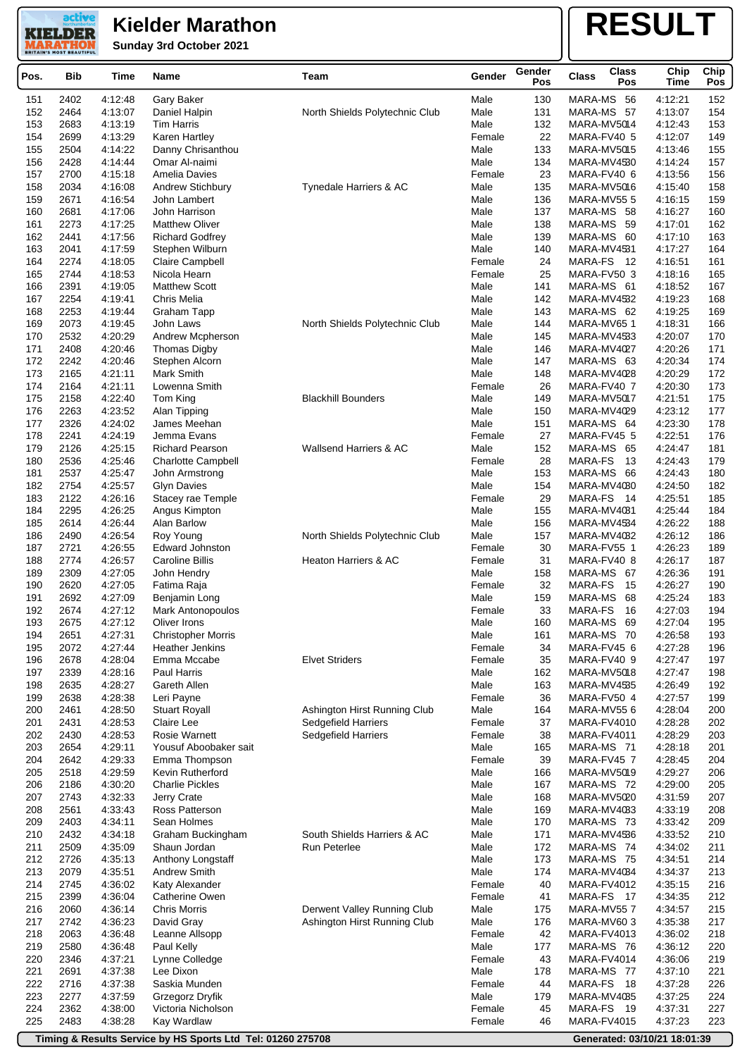# Kielder Marathon

**Sunday 3rd October 2021**

# RESULT

| Pos. | Bib | Time | Name | Team | Gender | Gender Pos | Class | Class Pos | Chip Time | Chip Pos |
|---|---|---|---|---|---|---|---|---|---|---|
| 151 | 2402 | 4:12:48 | Gary Baker | | Male | 130 | MARA-MS | 56 | 4:12:21 | 152 |
| 152 | 2464 | 4:13:07 | Daniel Halpin | North Shields Polytechnic Club | Male | 131 | MARA-MS | 57 | 4:13:07 | 154 |
| 153 | 2683 | 4:13:19 | Tim Harris | | Male | 132 | MARA-MV50 | 14 | 4:12:43 | 153 |
| 154 | 2699 | 4:13:29 | Karen Hartley | | Female | 22 | MARA-FV40 | 5 | 4:12:07 | 149 |
| 155 | 2504 | 4:14:22 | Danny Chrisanthou | | Male | 133 | MARA-MV50 | 15 | 4:13:46 | 155 |
| 156 | 2428 | 4:14:44 | Omar Al-naimi | | Male | 134 | MARA-MV45 | 30 | 4:14:24 | 157 |
| 157 | 2700 | 4:15:18 | Amelia Davies | | Female | 23 | MARA-FV40 | 6 | 4:13:56 | 156 |
| 158 | 2034 | 4:16:08 | Andrew Stichbury | Tynedale Harriers & AC | Male | 135 | MARA-MV50 | 16 | 4:15:40 | 158 |
| 159 | 2671 | 4:16:54 | John Lambert | | Male | 136 | MARA-MV55 | 5 | 4:16:15 | 159 |
| 160 | 2681 | 4:17:06 | John Harrison | | Male | 137 | MARA-MS | 58 | 4:16:27 | 160 |
| 161 | 2273 | 4:17:25 | Matthew Oliver | | Male | 138 | MARA-MS | 59 | 4:17:01 | 162 |
| 162 | 2441 | 4:17:56 | Richard Godfrey | | Male | 139 | MARA-MS | 60 | 4:17:10 | 163 |
| 163 | 2041 | 4:17:59 | Stephen Wilburn | | Male | 140 | MARA-MV45 | 31 | 4:17:27 | 164 |
| 164 | 2274 | 4:18:05 | Claire Campbell | | Female | 24 | MARA-FS | 12 | 4:16:51 | 161 |
| 165 | 2744 | 4:18:53 | Nicola Hearn | | Female | 25 | MARA-FV50 | 3 | 4:18:16 | 165 |
| 166 | 2391 | 4:19:05 | Matthew Scott | | Male | 141 | MARA-MS | 61 | 4:18:52 | 167 |
| 167 | 2254 | 4:19:41 | Chris Melia | | Male | 142 | MARA-MV45 | 32 | 4:19:23 | 168 |
| 168 | 2253 | 4:19:44 | Graham Tapp | | Male | 143 | MARA-MS | 62 | 4:19:25 | 169 |
| 169 | 2073 | 4:19:45 | John Laws | North Shields Polytechnic Club | Male | 144 | MARA-MV65 | 1 | 4:18:31 | 166 |
| 170 | 2532 | 4:20:29 | Andrew Mcpherson | | Male | 145 | MARA-MV45 | 33 | 4:20:07 | 170 |
| 171 | 2408 | 4:20:46 | Thomas Digby | | Male | 146 | MARA-MV40 | 27 | 4:20:26 | 171 |
| 172 | 2242 | 4:20:46 | Stephen Alcorn | | Male | 147 | MARA-MS | 63 | 4:20:34 | 174 |
| 173 | 2165 | 4:21:11 | Mark Smith | | Male | 148 | MARA-MV40 | 28 | 4:20:29 | 172 |
| 174 | 2164 | 4:21:11 | Lowenna Smith | | Female | 26 | MARA-FV40 | 7 | 4:20:30 | 173 |
| 175 | 2158 | 4:22:40 | Tom King | Blackhill Bounders | Male | 149 | MARA-MV50 | 17 | 4:21:51 | 175 |
| 176 | 2263 | 4:23:52 | Alan Tipping | | Male | 150 | MARA-MV40 | 29 | 4:23:12 | 177 |
| 177 | 2326 | 4:24:02 | James Meehan | | Male | 151 | MARA-MS | 64 | 4:23:30 | 178 |
| 178 | 2241 | 4:24:19 | Jemma Evans | | Female | 27 | MARA-FV45 | 5 | 4:22:51 | 176 |
| 179 | 2126 | 4:25:15 | Richard Pearson | Wallsend Harriers & AC | Male | 152 | MARA-MS | 65 | 4:24:47 | 181 |
| 180 | 2536 | 4:25:46 | Charlotte Campbell | | Female | 28 | MARA-FS | 13 | 4:24:43 | 179 |
| 181 | 2537 | 4:25:47 | John Armstrong | | Male | 153 | MARA-MS | 66 | 4:24:43 | 180 |
| 182 | 2754 | 4:25:57 | Glyn Davies | | Male | 154 | MARA-MV40 | 30 | 4:24:50 | 182 |
| 183 | 2122 | 4:26:16 | Stacey rae Temple | | Female | 29 | MARA-FS | 14 | 4:25:51 | 185 |
| 184 | 2295 | 4:26:25 | Angus Kimpton | | Male | 155 | MARA-MV40 | 31 | 4:25:44 | 184 |
| 185 | 2614 | 4:26:44 | Alan Barlow | | Male | 156 | MARA-MV45 | 34 | 4:26:22 | 188 |
| 186 | 2490 | 4:26:54 | Roy Young | North Shields Polytechnic Club | Male | 157 | MARA-MV40 | 32 | 4:26:12 | 186 |
| 187 | 2721 | 4:26:55 | Edward Johnston | | Female | 30 | MARA-FV55 | 1 | 4:26:23 | 189 |
| 188 | 2774 | 4:26:57 | Caroline Billis | Heaton Harriers & AC | Female | 31 | MARA-FV40 | 8 | 4:26:17 | 187 |
| 189 | 2309 | 4:27:05 | John Hendry | | Male | 158 | MARA-MS | 67 | 4:26:36 | 191 |
| 190 | 2620 | 4:27:05 | Fatima Raja | | Female | 32 | MARA-FS | 15 | 4:26:27 | 190 |
| 191 | 2692 | 4:27:09 | Benjamin Long | | Male | 159 | MARA-MS | 68 | 4:25:24 | 183 |
| 192 | 2674 | 4:27:12 | Mark Antonopoulos | | Female | 33 | MARA-FS | 16 | 4:27:03 | 194 |
| 193 | 2675 | 4:27:12 | Oliver Irons | | Male | 160 | MARA-MS | 69 | 4:27:04 | 195 |
| 194 | 2651 | 4:27:31 | Christopher Morris | | Male | 161 | MARA-MS | 70 | 4:26:58 | 193 |
| 195 | 2072 | 4:27:44 | Heather Jenkins | | Female | 34 | MARA-FV45 | 6 | 4:27:28 | 196 |
| 196 | 2678 | 4:28:04 | Emma Mccabe | Elvet Striders | Female | 35 | MARA-FV40 | 9 | 4:27:47 | 197 |
| 197 | 2339 | 4:28:16 | Paul Harris | | Male | 162 | MARA-MV50 | 18 | 4:27:47 | 198 |
| 198 | 2635 | 4:28:27 | Gareth Allen | | Male | 163 | MARA-MV45 | 35 | 4:26:49 | 192 |
| 199 | 2638 | 4:28:38 | Leri Payne | | Female | 36 | MARA-FV50 | 4 | 4:27:57 | 199 |
| 200 | 2461 | 4:28:50 | Stuart Royall | Ashington Hirst Running Club | Male | 164 | MARA-MV55 | 6 | 4:28:04 | 200 |
| 201 | 2431 | 4:28:53 | Claire Lee | Sedgefield Harriers | Female | 37 | MARA-FV40 | 10 | 4:28:28 | 202 |
| 202 | 2430 | 4:28:53 | Rosie Warnett | Sedgefield Harriers | Female | 38 | MARA-FV40 | 11 | 4:28:29 | 203 |
| 203 | 2654 | 4:29:11 | Yousuf Aboobaker sait | | Male | 165 | MARA-MS | 71 | 4:28:18 | 201 |
| 204 | 2642 | 4:29:33 | Emma Thompson | | Female | 39 | MARA-FV45 | 7 | 4:28:45 | 204 |
| 205 | 2518 | 4:29:59 | Kevin Rutherford | | Male | 166 | MARA-MV50 | 19 | 4:29:27 | 206 |
| 206 | 2186 | 4:30:20 | Charlie Pickles | | Male | 167 | MARA-MS | 72 | 4:29:00 | 205 |
| 207 | 2743 | 4:32:33 | Jerry Crate | | Male | 168 | MARA-MV50 | 20 | 4:31:59 | 207 |
| 208 | 2561 | 4:33:43 | Ross Patterson | | Male | 169 | MARA-MV40 | 33 | 4:33:19 | 208 |
| 209 | 2403 | 4:34:11 | Sean Holmes | | Male | 170 | MARA-MS | 73 | 4:33:42 | 209 |
| 210 | 2432 | 4:34:18 | Graham Buckingham | South Shields Harriers & AC | Male | 171 | MARA-MV45 | 36 | 4:33:52 | 210 |
| 211 | 2509 | 4:35:09 | Shaun Jordan | Run Peterlee | Male | 172 | MARA-MS | 74 | 4:34:02 | 211 |
| 212 | 2726 | 4:35:13 | Anthony Longstaff | | Male | 173 | MARA-MS | 75 | 4:34:51 | 214 |
| 213 | 2079 | 4:35:51 | Andrew Smith | | Male | 174 | MARA-MV40 | 34 | 4:34:37 | 213 |
| 214 | 2745 | 4:36:02 | Katy Alexander | | Female | 40 | MARA-FV40 | 12 | 4:35:15 | 216 |
| 215 | 2399 | 4:36:04 | Catherine Owen | | Female | 41 | MARA-FS | 17 | 4:34:35 | 212 |
| 216 | 2060 | 4:36:14 | Chris Morris | Derwent Valley Running Club | Male | 175 | MARA-MV55 | 7 | 4:34:57 | 215 |
| 217 | 2742 | 4:36:23 | David Gray | Ashington Hirst Running Club | Male | 176 | MARA-MV60 | 3 | 4:35:38 | 217 |
| 218 | 2063 | 4:36:48 | Leanne Allsopp | | Female | 42 | MARA-FV40 | 13 | 4:36:02 | 218 |
| 219 | 2580 | 4:36:48 | Paul Kelly | | Male | 177 | MARA-MS | 76 | 4:36:12 | 220 |
| 220 | 2346 | 4:37:21 | Lynne College | | Female | 43 | MARA-FV40 | 14 | 4:36:06 | 219 |
| 221 | 2691 | 4:37:38 | Lee Dixon | | Male | 178 | MARA-MS | 77 | 4:37:10 | 221 |
| 222 | 2716 | 4:37:38 | Saskia Munden | | Female | 44 | MARA-FS | 18 | 4:37:28 | 226 |
| 223 | 2277 | 4:37:59 | Grzegorz Dryfik | | Male | 179 | MARA-MV40 | 35 | 4:37:25 | 224 |
| 224 | 2362 | 4:38:00 | Victoria Nicholson | | Female | 45 | MARA-FS | 19 | 4:37:31 | 227 |
| 225 | 2483 | 4:38:28 | Kay Wardlaw | | Female | 46 | MARA-FV40 | 15 | 4:37:23 | 223 |

**Timing & Results Service by HS Sports Ltd Tel: 01260 275708** **Generated: 03/10/21 18:01:39**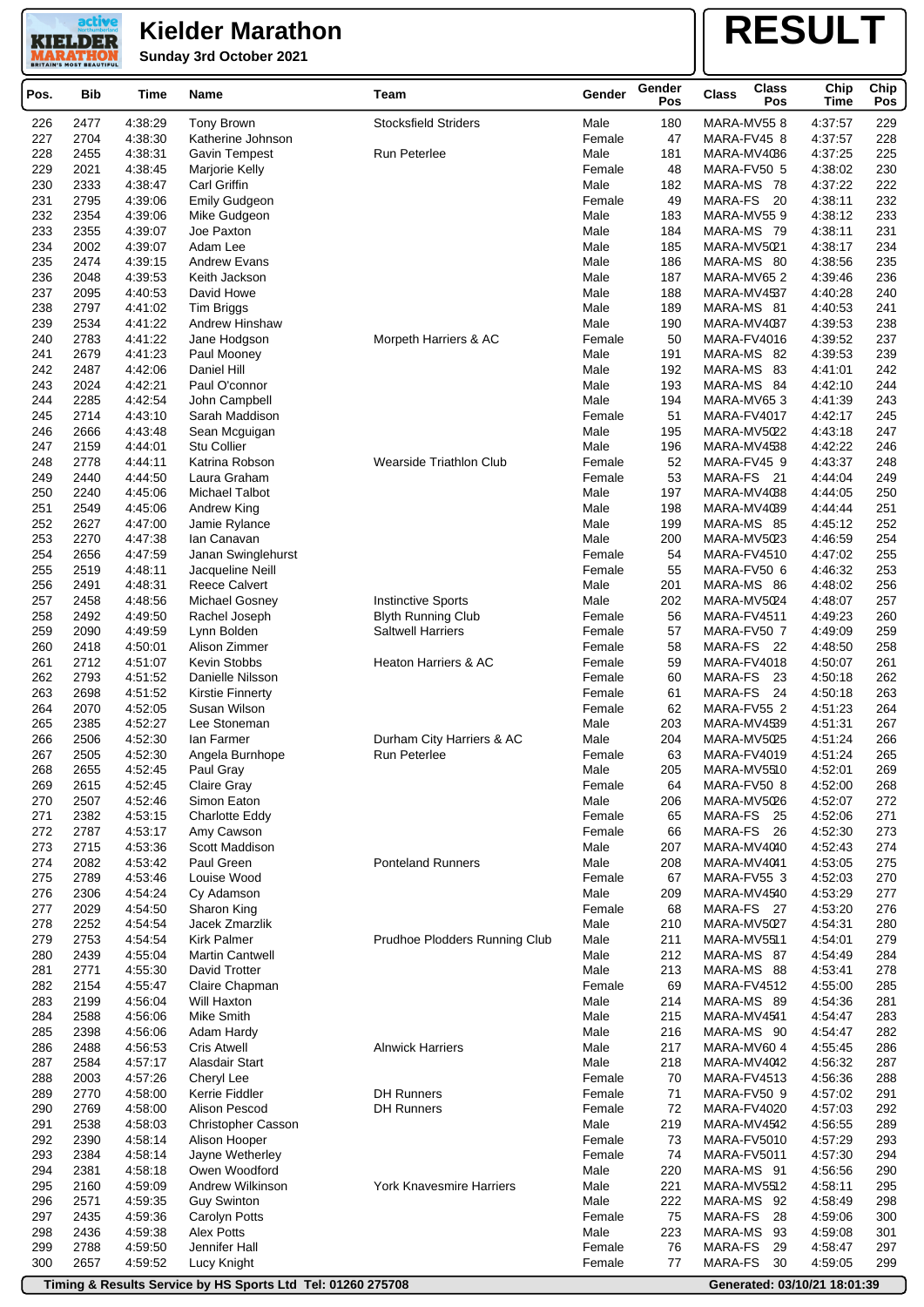# Kielder Marathon

**Sunday 3rd October 2021**

# RESULT

| Pos. | Bib | Time | Name | Team | Gender | Gender Pos | Class | Class Pos | Chip Time | Chip Pos |
|---|---|---|---|---|---|---|---|---|---|---|
| 226 | 2477 | 4:38:29 | Tony Brown | Stocksfield Striders | Male | 180 | MARA-MV55 | 8 | 4:37:57 | 229 |
| 227 | 2704 | 4:38:30 | Katherine Johnson | | Female | 47 | MARA-FV45 | 8 | 4:37:57 | 228 |
| 228 | 2455 | 4:38:31 | Gavin Tempest | Run Peterlee | Male | 181 | MARA-MV40 | 36 | 4:37:25 | 225 |
| 229 | 2021 | 4:38:45 | Marjorie Kelly | | Female | 48 | MARA-FV50 | 5 | 4:38:02 | 230 |
| 230 | 2333 | 4:38:47 | Carl Griffin | | Male | 182 | MARA-MS | 78 | 4:37:22 | 222 |
| 231 | 2795 | 4:39:06 | Emily Gudgeon | | Female | 49 | MARA-FS | 20 | 4:38:11 | 232 |
| 232 | 2354 | 4:39:06 | Mike Gudgeon | | Male | 183 | MARA-MV55 | 9 | 4:38:12 | 233 |
| 233 | 2355 | 4:39:07 | Joe Paxton | | Male | 184 | MARA-MS | 79 | 4:38:11 | 231 |
| 234 | 2002 | 4:39:07 | Adam Lee | | Male | 185 | MARA-MV50 | 21 | 4:38:17 | 234 |
| 235 | 2474 | 4:39:15 | Andrew Evans | | Male | 186 | MARA-MS | 80 | 4:38:56 | 235 |
| 236 | 2048 | 4:39:53 | Keith Jackson | | Male | 187 | MARA-MV65 | 2 | 4:39:46 | 236 |
| 237 | 2095 | 4:40:53 | David Howe | | Male | 188 | MARA-MV45 | 37 | 4:40:28 | 240 |
| 238 | 2797 | 4:41:02 | Tim Briggs | | Male | 189 | MARA-MS | 81 | 4:40:53 | 241 |
| 239 | 2534 | 4:41:22 | Andrew Hinshaw | | Male | 190 | MARA-MV40 | 37 | 4:39:53 | 238 |
| 240 | 2783 | 4:41:22 | Jane Hodgson | Morpeth Harriers & AC | Female | 50 | MARA-FV40 | 16 | 4:39:52 | 237 |
| 241 | 2679 | 4:41:23 | Paul Mooney | | Male | 191 | MARA-MS | 82 | 4:39:53 | 239 |
| 242 | 2487 | 4:42:06 | Daniel Hill | | Male | 192 | MARA-MS | 83 | 4:41:01 | 242 |
| 243 | 2024 | 4:42:21 | Paul O'connor | | Male | 193 | MARA-MS | 84 | 4:42:10 | 244 |
| 244 | 2285 | 4:42:54 | John Campbell | | Male | 194 | MARA-MV65 | 3 | 4:41:39 | 243 |
| 245 | 2714 | 4:43:10 | Sarah Maddison | | Female | 51 | MARA-FV40 | 17 | 4:42:17 | 245 |
| 246 | 2666 | 4:43:48 | Sean Mcguigan | | Male | 195 | MARA-MV50 | 22 | 4:43:18 | 247 |
| 247 | 2159 | 4:44:01 | Stu Collier | | Male | 196 | MARA-MV45 | 38 | 4:42:22 | 246 |
| 248 | 2778 | 4:44:11 | Katrina Robson | Wearside Triathlon Club | Female | 52 | MARA-FV45 | 9 | 4:43:37 | 248 |
| 249 | 2440 | 4:44:50 | Laura Graham | | Female | 53 | MARA-FS | 21 | 4:44:04 | 249 |
| 250 | 2240 | 4:45:06 | Michael Talbot | | Male | 197 | MARA-MV40 | 38 | 4:44:05 | 250 |
| 251 | 2549 | 4:45:06 | Andrew King | | Male | 198 | MARA-MV40 | 39 | 4:44:44 | 251 |
| 252 | 2627 | 4:47:00 | Jamie Rylance | | Male | 199 | MARA-MS | 85 | 4:45:12 | 252 |
| 253 | 2270 | 4:47:38 | Ian Canavan | | Male | 200 | MARA-MV50 | 23 | 4:46:59 | 254 |
| 254 | 2656 | 4:47:59 | Janan Swinglehurst | | Female | 54 | MARA-FV45 | 10 | 4:47:02 | 255 |
| 255 | 2519 | 4:48:11 | Jacqueline Neill | | Female | 55 | MARA-FV50 | 6 | 4:46:32 | 253 |
| 256 | 2491 | 4:48:31 | Reece Calvert | | Male | 201 | MARA-MS | 86 | 4:48:02 | 256 |
| 257 | 2458 | 4:48:56 | Michael Gosney | Instinctive Sports | Male | 202 | MARA-MV50 | 24 | 4:48:07 | 257 |
| 258 | 2492 | 4:49:50 | Rachel Joseph | Blyth Running Club | Female | 56 | MARA-FV45 | 11 | 4:49:23 | 260 |
| 259 | 2090 | 4:49:59 | Lynn Bolden | Saltwell Harriers | Female | 57 | MARA-FV50 | 7 | 4:49:09 | 259 |
| 260 | 2418 | 4:50:01 | Alison Zimmer | | Female | 58 | MARA-FS | 22 | 4:48:50 | 258 |
| 261 | 2712 | 4:51:07 | Kevin Stobbs | Heaton Harriers & AC | Female | 59 | MARA-FV40 | 18 | 4:50:07 | 261 |
| 262 | 2793 | 4:51:52 | Danielle Nilsson | | Female | 60 | MARA-FS | 23 | 4:50:18 | 262 |
| 263 | 2698 | 4:51:52 | Kirstie Finnerty | | Female | 61 | MARA-FS | 24 | 4:50:18 | 263 |
| 264 | 2070 | 4:52:05 | Susan Wilson | | Female | 62 | MARA-FV55 | 2 | 4:51:23 | 264 |
| 265 | 2385 | 4:52:27 | Lee Stoneman | | Male | 203 | MARA-MV45 | 39 | 4:51:31 | 267 |
| 266 | 2506 | 4:52:30 | Ian Farmer | Durham City Harriers & AC | Male | 204 | MARA-MV50 | 25 | 4:51:24 | 266 |
| 267 | 2505 | 4:52:30 | Angela Burnhope | Run Peterlee | Female | 63 | MARA-FV40 | 19 | 4:51:24 | 265 |
| 268 | 2655 | 4:52:45 | Paul Gray | | Male | 205 | MARA-MV55 | 10 | 4:52:01 | 269 |
| 269 | 2615 | 4:52:45 | Claire Gray | | Female | 64 | MARA-FV50 | 8 | 4:52:00 | 268 |
| 270 | 2507 | 4:52:46 | Simon Eaton | | Male | 206 | MARA-MV50 | 26 | 4:52:07 | 272 |
| 271 | 2382 | 4:53:15 | Charlotte Eddy | | Female | 65 | MARA-FS | 25 | 4:52:06 | 271 |
| 272 | 2787 | 4:53:17 | Amy Cawson | | Female | 66 | MARA-FS | 26 | 4:52:30 | 273 |
| 273 | 2715 | 4:53:36 | Scott Maddison | | Male | 207 | MARA-MV40 | 40 | 4:52:43 | 274 |
| 274 | 2082 | 4:53:42 | Paul Green | Ponteland Runners | Male | 208 | MARA-MV40 | 41 | 4:53:05 | 275 |
| 275 | 2789 | 4:53:46 | Louise Wood | | Female | 67 | MARA-FV55 | 3 | 4:52:03 | 270 |
| 276 | 2306 | 4:54:24 | Cy Adamson | | Male | 209 | MARA-MV45 | 40 | 4:53:29 | 277 |
| 277 | 2029 | 4:54:50 | Sharon King | | Female | 68 | MARA-FS | 27 | 4:53:20 | 276 |
| 278 | 2252 | 4:54:54 | Jacek Zmarzlik | | Male | 210 | MARA-MV50 | 27 | 4:54:31 | 280 |
| 279 | 2753 | 4:54:54 | Kirk Palmer | Prudhoe Plodders Running Club | Male | 211 | MARA-MV55 | 11 | 4:54:01 | 279 |
| 280 | 2439 | 4:55:04 | Martin Cantwell | | Male | 212 | MARA-MS | 87 | 4:54:49 | 284 |
| 281 | 2771 | 4:55:30 | David Trotter | | Male | 213 | MARA-MS | 88 | 4:53:41 | 278 |
| 282 | 2154 | 4:55:47 | Claire Chapman | | Female | 69 | MARA-FV45 | 12 | 4:55:00 | 285 |
| 283 | 2199 | 4:56:04 | Will Haxton | | Male | 214 | MARA-MS | 89 | 4:54:36 | 281 |
| 284 | 2588 | 4:56:06 | Mike Smith | | Male | 215 | MARA-MV45 | 41 | 4:54:47 | 283 |
| 285 | 2398 | 4:56:06 | Adam Hardy | | Male | 216 | MARA-MS | 90 | 4:54:47 | 282 |
| 286 | 2488 | 4:56:53 | Cris Atwell | Alnwick Harriers | Male | 217 | MARA-MV60 | 4 | 4:55:45 | 286 |
| 287 | 2584 | 4:57:17 | Alasdair Start | | Male | 218 | MARA-MV40 | 42 | 4:56:32 | 287 |
| 288 | 2003 | 4:57:26 | Cheryl Lee | | Female | 70 | MARA-FV45 | 13 | 4:56:36 | 288 |
| 289 | 2770 | 4:58:00 | Kerrie Fiddler | DH Runners | Female | 71 | MARA-FV50 | 9 | 4:57:02 | 291 |
| 290 | 2769 | 4:58:00 | Alison Pescod | DH Runners | Female | 72 | MARA-FV40 | 20 | 4:57:03 | 292 |
| 291 | 2538 | 4:58:03 | Christopher Casson | | Male | 219 | MARA-MV45 | 42 | 4:56:55 | 289 |
| 292 | 2390 | 4:58:14 | Alison Hooper | | Female | 73 | MARA-FV50 | 10 | 4:57:29 | 293 |
| 293 | 2384 | 4:58:14 | Jayne Wetherley | | Female | 74 | MARA-FV50 | 11 | 4:57:30 | 294 |
| 294 | 2381 | 4:58:18 | Owen Woodford | | Male | 220 | MARA-MS | 91 | 4:56:56 | 290 |
| 295 | 2160 | 4:59:09 | Andrew Wilkinson | York Knavesmire Harriers | Male | 221 | MARA-MV55 | 12 | 4:58:11 | 295 |
| 296 | 2571 | 4:59:35 | Guy Swinton | | Male | 222 | MARA-MS | 92 | 4:58:49 | 298 |
| 297 | 2435 | 4:59:36 | Carolyn Potts | | Female | 75 | MARA-FS | 28 | 4:59:06 | 300 |
| 298 | 2436 | 4:59:38 | Alex Potts | | Male | 223 | MARA-MS | 93 | 4:59:08 | 301 |
| 299 | 2788 | 4:59:50 | Jennifer Hall | | Female | 76 | MARA-FS | 29 | 4:58:47 | 297 |
| 300 | 2657 | 4:59:52 | Lucy Knight | | Female | 77 | MARA-FS | 30 | 4:59:05 | 299 |

Timing & Results Service by HS Sports Ltd Tel: 01260 275708 — Generated: 03/10/21 18:01:39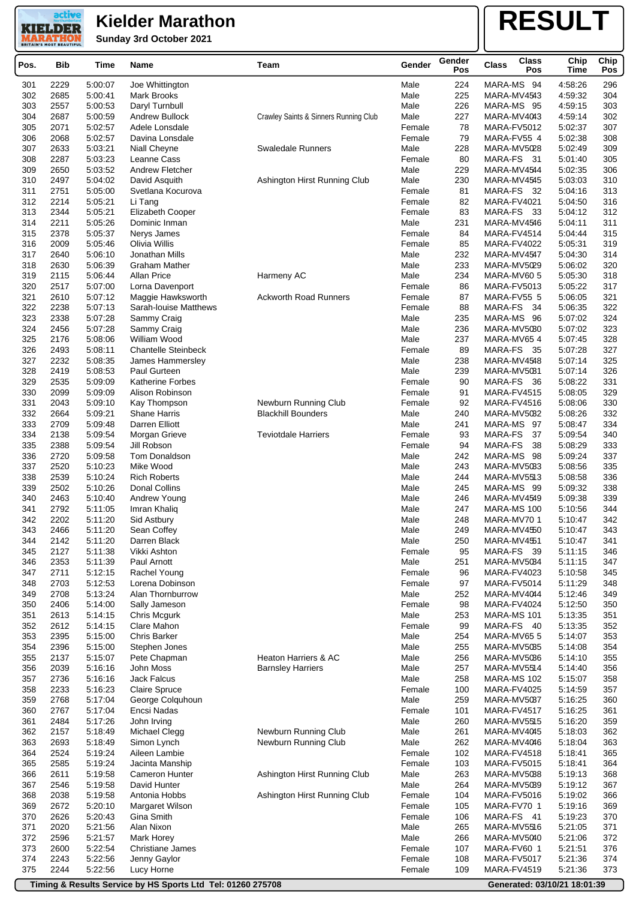# Kielder Marathon

**Sunday 3rd October 2021**

# RESULT

| Pos. | Bib | Time | Name | Team | Gender | Gender Pos | Class | Class Pos | Chip Time | Chip Pos |
|---|---|---|---|---|---|---|---|---|---|---|
| 301 | 2229 | 5:00:07 | Joe Whittington | | Male | 224 | MARA-MS | 94 | 4:58:26 | 296 |
| 302 | 2685 | 5:00:41 | Mark Brooks | | Male | 225 | MARA-MV45 | 43 | 4:59:32 | 304 |
| 303 | 2557 | 5:00:53 | Daryl Turnbull | | Male | 226 | MARA-MS | 95 | 4:59:15 | 303 |
| 304 | 2687 | 5:00:59 | Andrew Bullock | Crawley Saints & Sinners Running Club | Male | 227 | MARA-MV40 | 43 | 4:59:14 | 302 |
| 305 | 2071 | 5:02:57 | Adele Lonsdale | | Female | 78 | MARA-FV50 | 12 | 5:02:37 | 307 |
| 306 | 2068 | 5:02:57 | Davina Lonsdale | | Female | 79 | MARA-FV55 | 4 | 5:02:38 | 308 |
| 307 | 2633 | 5:03:21 | Niall Cheyne | Swaledale Runners | Male | 228 | MARA-MV50 | 28 | 5:02:49 | 309 |
| 308 | 2287 | 5:03:23 | Leanne Cass | | Female | 80 | MARA-FS | 31 | 5:01:40 | 305 |
| 309 | 2650 | 5:03:52 | Andrew Fletcher | | Male | 229 | MARA-MV45 | 44 | 5:02:35 | 306 |
| 310 | 2497 | 5:04:02 | David Asquith | Ashington Hirst Running Club | Male | 230 | MARA-MV45 | 45 | 5:03:03 | 310 |
| 311 | 2751 | 5:05:00 | Svetlana Kocurova | | Female | 81 | MARA-FS | 32 | 5:04:16 | 313 |
| 312 | 2214 | 5:05:21 | Li Tang | | Female | 82 | MARA-FV40 | 21 | 5:04:50 | 316 |
| 313 | 2344 | 5:05:21 | Elizabeth Cooper | | Female | 83 | MARA-FS | 33 | 5:04:12 | 312 |
| 314 | 2211 | 5:05:26 | Dominic Inman | | Male | 231 | MARA-MV45 | 46 | 5:04:11 | 311 |
| 315 | 2378 | 5:05:37 | Nerys James | | Female | 84 | MARA-FV45 | 14 | 5:04:44 | 315 |
| 316 | 2009 | 5:05:46 | Olivia Willis | | Female | 85 | MARA-FV40 | 22 | 5:05:31 | 319 |
| 317 | 2640 | 5:06:10 | Jonathan Mills | | Male | 232 | MARA-MV45 | 47 | 5:04:30 | 314 |
| 318 | 2630 | 5:06:39 | Graham Mather | | Male | 233 | MARA-MV50 | 29 | 5:06:02 | 320 |
| 319 | 2115 | 5:06:44 | Allan Price | Harmeny AC | Male | 234 | MARA-MV60 | 5 | 5:05:30 | 318 |
| 320 | 2517 | 5:07:00 | Lorna Davenport | | Female | 86 | MARA-FV50 | 13 | 5:05:22 | 317 |
| 321 | 2610 | 5:07:12 | Maggie Hawksworth | Ackworth Road Runners | Female | 87 | MARA-FV55 | 5 | 5:06:05 | 321 |
| 322 | 2238 | 5:07:13 | Sarah-louise Matthews | | Female | 88 | MARA-FS | 34 | 5:06:35 | 322 |
| 323 | 2338 | 5:07:28 | Sammy Craig | | Male | 235 | MARA-MS | 96 | 5:07:02 | 324 |
| 324 | 2456 | 5:07:28 | Sammy Craig | | Male | 236 | MARA-MV50 | 30 | 5:07:02 | 323 |
| 325 | 2176 | 5:08:06 | William Wood | | Male | 237 | MARA-MV65 | 4 | 5:07:45 | 328 |
| 326 | 2493 | 5:08:11 | Chantelle Steinbeck | | Female | 89 | MARA-FS | 35 | 5:07:28 | 327 |
| 327 | 2232 | 5:08:35 | James Hammersley | | Male | 238 | MARA-MV45 | 48 | 5:07:14 | 325 |
| 328 | 2419 | 5:08:53 | Paul Gurteen | | Male | 239 | MARA-MV50 | 31 | 5:07:14 | 326 |
| 329 | 2535 | 5:09:09 | Katherine Forbes | | Female | 90 | MARA-FS | 36 | 5:08:22 | 331 |
| 330 | 2099 | 5:09:09 | Alison Robinson | | Female | 91 | MARA-FV45 | 15 | 5:08:05 | 329 |
| 331 | 2043 | 5:09:10 | Kay Thompson | Newburn Running Club | Female | 92 | MARA-FV45 | 16 | 5:08:06 | 330 |
| 332 | 2664 | 5:09:21 | Shane Harris | Blackhill Bounders | Male | 240 | MARA-MV50 | 32 | 5:08:26 | 332 |
| 333 | 2709 | 5:09:48 | Darren Elliott | | Male | 241 | MARA-MS | 97 | 5:08:47 | 334 |
| 334 | 2138 | 5:09:54 | Morgan Grieve | Teviotdale Harriers | Female | 93 | MARA-FS | 37 | 5:09:54 | 340 |
| 335 | 2388 | 5:09:54 | Jill Robson | | Female | 94 | MARA-FS | 38 | 5:08:29 | 333 |
| 336 | 2720 | 5:09:58 | Tom Donaldson | | Male | 242 | MARA-MS | 98 | 5:09:24 | 337 |
| 337 | 2520 | 5:10:23 | Mike Wood | | Male | 243 | MARA-MV50 | 33 | 5:08:56 | 335 |
| 338 | 2539 | 5:10:24 | Rich Roberts | | Male | 244 | MARA-MV55 | 13 | 5:08:58 | 336 |
| 339 | 2502 | 5:10:26 | Donal Collins | | Male | 245 | MARA-MS | 99 | 5:09:32 | 338 |
| 340 | 2463 | 5:10:40 | Andrew Young | | Male | 246 | MARA-MV45 | 49 | 5:09:38 | 339 |
| 341 | 2792 | 5:11:05 | Imran Khaliq | | Male | 247 | MARA-MS | 100 | 5:10:56 | 344 |
| 342 | 2202 | 5:11:20 | Sid Astbury | | Male | 248 | MARA-MV70 | 1 | 5:10:47 | 342 |
| 343 | 2466 | 5:11:20 | Sean Coffey | | Male | 249 | MARA-MV45 | 50 | 5:10:47 | 343 |
| 344 | 2142 | 5:11:20 | Darren Black | | Male | 250 | MARA-MV45 | 51 | 5:10:47 | 341 |
| 345 | 2127 | 5:11:38 | Vikki Ashton | | Female | 95 | MARA-FS | 39 | 5:11:15 | 346 |
| 346 | 2353 | 5:11:39 | Paul Arnott | | Male | 251 | MARA-MV50 | 34 | 5:11:15 | 347 |
| 347 | 2711 | 5:12:15 | Rachel Young | | Female | 96 | MARA-FV40 | 23 | 5:10:58 | 345 |
| 348 | 2703 | 5:12:53 | Lorena Dobinson | | Female | 97 | MARA-FV50 | 14 | 5:11:29 | 348 |
| 349 | 2708 | 5:13:24 | Alan Thornburrow | | Male | 252 | MARA-MV40 | 44 | 5:12:46 | 349 |
| 350 | 2406 | 5:14:00 | Sally Jameson | | Female | 98 | MARA-FV40 | 24 | 5:12:50 | 350 |
| 351 | 2613 | 5:14:15 | Chris Mcgurk | | Male | 253 | MARA-MS | 101 | 5:13:35 | 351 |
| 352 | 2612 | 5:14:15 | Clare Mahon | | Female | 99 | MARA-FS | 40 | 5:13:35 | 352 |
| 353 | 2395 | 5:15:00 | Chris Barker | | Male | 254 | MARA-MV65 | 5 | 5:14:07 | 353 |
| 354 | 2396 | 5:15:00 | Stephen Jones | | Male | 255 | MARA-MV50 | 35 | 5:14:08 | 354 |
| 355 | 2137 | 5:15:07 | Pete Chapman | Heaton Harriers & AC | Male | 256 | MARA-MV50 | 36 | 5:14:10 | 355 |
| 356 | 2039 | 5:16:16 | John Moss | Barnsley Harriers | Male | 257 | MARA-MV55 | 14 | 5:14:40 | 356 |
| 357 | 2736 | 5:16:16 | Jack Falcus | | Male | 258 | MARA-MS | 102 | 5:15:07 | 358 |
| 358 | 2233 | 5:16:23 | Claire Spruce | | Female | 100 | MARA-FV40 | 25 | 5:14:59 | 357 |
| 359 | 2768 | 5:17:04 | George Colquhoun | | Male | 259 | MARA-MV50 | 37 | 5:16:25 | 360 |
| 360 | 2767 | 5:17:04 | Encsi Nadas | | Female | 101 | MARA-FV45 | 17 | 5:16:25 | 361 |
| 361 | 2484 | 5:17:26 | John Irving | | Male | 260 | MARA-MV55 | 15 | 5:16:20 | 359 |
| 362 | 2157 | 5:18:49 | Michael Clegg | Newburn Running Club | Male | 261 | MARA-MV40 | 45 | 5:18:03 | 362 |
| 363 | 2693 | 5:18:49 | Simon Lynch | Newburn Running Club | Male | 262 | MARA-MV40 | 46 | 5:18:04 | 363 |
| 364 | 2524 | 5:19:24 | Aileen Lambie | | Female | 102 | MARA-FV45 | 18 | 5:18:41 | 365 |
| 365 | 2585 | 5:19:24 | Jacinta Manship | | Female | 103 | MARA-FV50 | 15 | 5:18:41 | 364 |
| 366 | 2611 | 5:19:58 | Cameron Hunter | Ashington Hirst Running Club | Male | 263 | MARA-MV50 | 38 | 5:19:13 | 368 |
| 367 | 2546 | 5:19:58 | David Hunter | | Male | 264 | MARA-MV50 | 39 | 5:19:12 | 367 |
| 368 | 2038 | 5:19:58 | Antonia Hobbs | Ashington Hirst Running Club | Female | 104 | MARA-FV50 | 16 | 5:19:02 | 366 |
| 369 | 2672 | 5:20:10 | Margaret Wilson | | Female | 105 | MARA-FV70 | 1 | 5:19:16 | 369 |
| 370 | 2626 | 5:20:43 | Gina Smith | | Female | 106 | MARA-FS | 41 | 5:19:23 | 370 |
| 371 | 2020 | 5:21:56 | Alan Nixon | | Male | 265 | MARA-MV55 | 16 | 5:21:05 | 371 |
| 372 | 2596 | 5:21:57 | Mark Horey | | Male | 266 | MARA-MV50 | 40 | 5:21:06 | 372 |
| 373 | 2600 | 5:22:54 | Christiane James | | Female | 107 | MARA-FV60 | 1 | 5:21:51 | 376 |
| 374 | 2243 | 5:22:56 | Jenny Gaylor | | Female | 108 | MARA-FV50 | 17 | 5:21:36 | 374 |
| 375 | 2244 | 5:22:56 | Lucy Horne | | Female | 109 | MARA-FV45 | 19 | 5:21:36 | 373 |

Timing & Results Service by HS Sports Ltd Tel: 01260 275708 — Generated: 03/10/21 18:01:39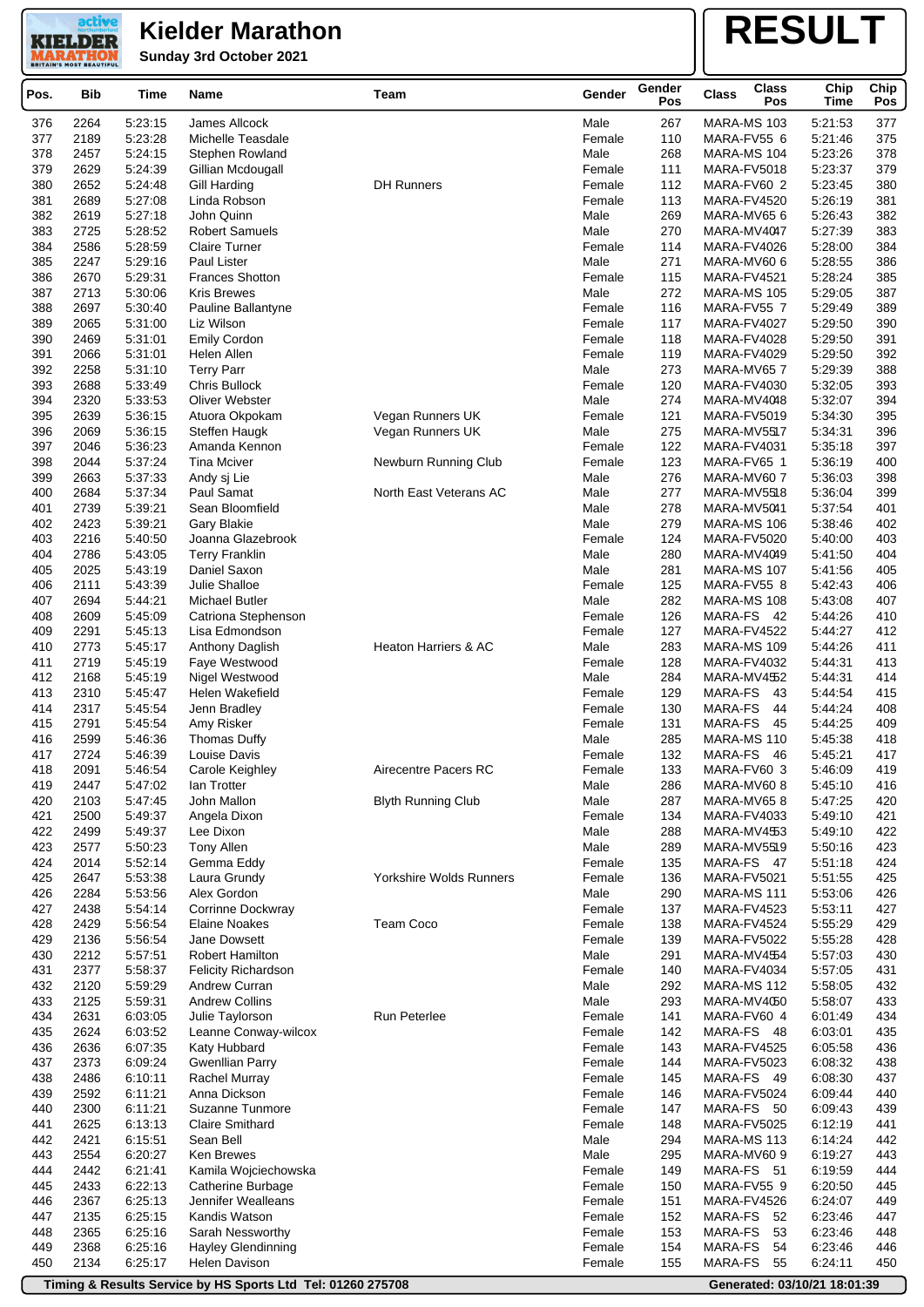# Kielder Marathon

**Sunday 3rd October 2021**

# RESULT

| Pos. | Bib | Time | Name | Team | Gender | Gender Pos | Class | Class Pos | Chip Time | Chip Pos |
|---|---|---|---|---|---|---|---|---|---|---|
| 376 | 2264 | 5:23:15 | James Allcock | | Male | 267 | MARA-MS | 103 | 5:21:53 | 377 |
| 377 | 2189 | 5:23:28 | Michelle Teasdale | | Female | 110 | MARA-FV55 | 6 | 5:21:46 | 375 |
| 378 | 2457 | 5:24:15 | Stephen Rowland | | Male | 268 | MARA-MS | 104 | 5:23:26 | 378 |
| 379 | 2629 | 5:24:39 | Gillian Mcdougall | | Female | 111 | MARA-FV50 | 18 | 5:23:37 | 379 |
| 380 | 2652 | 5:24:48 | Gill Harding | DH Runners | Female | 112 | MARA-FV60 | 2 | 5:23:45 | 380 |
| 381 | 2689 | 5:27:08 | Linda Robson | | Female | 113 | MARA-FV45 | 20 | 5:26:19 | 381 |
| 382 | 2619 | 5:27:18 | John Quinn | | Male | 269 | MARA-MV65 | 6 | 5:26:43 | 382 |
| 383 | 2725 | 5:28:52 | Robert Samuels | | Male | 270 | MARA-MV40 | 47 | 5:27:39 | 383 |
| 384 | 2586 | 5:28:59 | Claire Turner | | Female | 114 | MARA-FV40 | 26 | 5:28:00 | 384 |
| 385 | 2247 | 5:29:16 | Paul Lister | | Male | 271 | MARA-MV60 | 6 | 5:28:55 | 386 |
| 386 | 2670 | 5:29:31 | Frances Shotton | | Female | 115 | MARA-FV45 | 21 | 5:28:24 | 385 |
| 387 | 2713 | 5:30:06 | Kris Brewes | | Male | 272 | MARA-MS | 105 | 5:29:05 | 387 |
| 388 | 2697 | 5:30:40 | Pauline Ballantyne | | Female | 116 | MARA-FV55 | 7 | 5:29:49 | 389 |
| 389 | 2065 | 5:31:00 | Liz Wilson | | Female | 117 | MARA-FV40 | 27 | 5:29:50 | 390 |
| 390 | 2469 | 5:31:01 | Emily Cordon | | Female | 118 | MARA-FV40 | 28 | 5:29:50 | 391 |
| 391 | 2066 | 5:31:01 | Helen Allen | | Female | 119 | MARA-FV40 | 29 | 5:29:50 | 392 |
| 392 | 2258 | 5:31:10 | Terry Parr | | Male | 273 | MARA-MV65 | 7 | 5:29:39 | 388 |
| 393 | 2688 | 5:33:49 | Chris Bullock | | Female | 120 | MARA-FV40 | 30 | 5:32:05 | 393 |
| 394 | 2320 | 5:33:53 | Oliver Webster | | Male | 274 | MARA-MV40 | 48 | 5:32:07 | 394 |
| 395 | 2639 | 5:36:15 | Atuora Okpokam | Vegan Runners UK | Female | 121 | MARA-FV50 | 19 | 5:34:30 | 395 |
| 396 | 2069 | 5:36:15 | Steffen Haugk | Vegan Runners UK | Male | 275 | MARA-MV55 | 17 | 5:34:31 | 396 |
| 397 | 2046 | 5:36:23 | Amanda Kennon | | Female | 122 | MARA-FV40 | 31 | 5:35:18 | 397 |
| 398 | 2044 | 5:37:24 | Tina Mciver | Newburn Running Club | Female | 123 | MARA-FV65 | 1 | 5:36:19 | 400 |
| 399 | 2663 | 5:37:33 | Andy sj Lie | | Male | 276 | MARA-MV60 | 7 | 5:36:03 | 398 |
| 400 | 2684 | 5:37:34 | Paul Samat | North East Veterans AC | Male | 277 | MARA-MV55 | 18 | 5:36:04 | 399 |
| 401 | 2739 | 5:39:21 | Sean Bloomfield | | Male | 278 | MARA-MV50 | 41 | 5:37:54 | 401 |
| 402 | 2423 | 5:39:21 | Gary Blakie | | Male | 279 | MARA-MS | 106 | 5:38:46 | 402 |
| 403 | 2216 | 5:40:50 | Joanna Glazebrook | | Female | 124 | MARA-FV50 | 20 | 5:40:00 | 403 |
| 404 | 2786 | 5:43:05 | Terry Franklin | | Male | 280 | MARA-MV40 | 49 | 5:41:50 | 404 |
| 405 | 2025 | 5:43:19 | Daniel Saxon | | Male | 281 | MARA-MS | 107 | 5:41:56 | 405 |
| 406 | 2111 | 5:43:39 | Julie Shalloe | | Female | 125 | MARA-FV55 | 8 | 5:42:43 | 406 |
| 407 | 2694 | 5:44:21 | Michael Butler | | Male | 282 | MARA-MS | 108 | 5:43:08 | 407 |
| 408 | 2609 | 5:45:09 | Catriona Stephenson | | Female | 126 | MARA-FS | 42 | 5:44:26 | 410 |
| 409 | 2291 | 5:45:13 | Lisa Edmondson | | Female | 127 | MARA-FV45 | 22 | 5:44:27 | 412 |
| 410 | 2773 | 5:45:17 | Anthony Daglish | Heaton Harriers & AC | Male | 283 | MARA-MS | 109 | 5:44:26 | 411 |
| 411 | 2719 | 5:45:19 | Faye Westwood | | Female | 128 | MARA-FV40 | 32 | 5:44:31 | 413 |
| 412 | 2168 | 5:45:19 | Nigel Westwood | | Male | 284 | MARA-MV45 | 52 | 5:44:31 | 414 |
| 413 | 2310 | 5:45:47 | Helen Wakefield | | Female | 129 | MARA-FS | 43 | 5:44:54 | 415 |
| 414 | 2317 | 5:45:54 | Jenn Bradley | | Female | 130 | MARA-FS | 44 | 5:44:24 | 408 |
| 415 | 2791 | 5:45:54 | Amy Risker | | Female | 131 | MARA-FS | 45 | 5:44:25 | 409 |
| 416 | 2599 | 5:46:36 | Thomas Duffy | | Male | 285 | MARA-MS | 110 | 5:45:38 | 418 |
| 417 | 2724 | 5:46:39 | Louise Davis | | Female | 132 | MARA-FS | 46 | 5:45:21 | 417 |
| 418 | 2091 | 5:46:54 | Carole Keighley | Airecentre Pacers RC | Female | 133 | MARA-FV60 | 3 | 5:46:09 | 419 |
| 419 | 2447 | 5:47:02 | Ian Trotter | | Male | 286 | MARA-MV60 | 8 | 5:45:10 | 416 |
| 420 | 2103 | 5:47:45 | John Mallon | Blyth Running Club | Male | 287 | MARA-MV65 | 8 | 5:47:25 | 420 |
| 421 | 2500 | 5:49:37 | Angela Dixon | | Female | 134 | MARA-FV40 | 33 | 5:49:10 | 421 |
| 422 | 2499 | 5:49:37 | Lee Dixon | | Male | 288 | MARA-MV45 | 53 | 5:49:10 | 422 |
| 423 | 2577 | 5:50:23 | Tony Allen | | Male | 289 | MARA-MV55 | 19 | 5:50:16 | 423 |
| 424 | 2014 | 5:52:14 | Gemma Eddy | | Female | 135 | MARA-FS | 47 | 5:51:18 | 424 |
| 425 | 2647 | 5:53:38 | Laura Grundy | Yorkshire Wolds Runners | Female | 136 | MARA-FV50 | 21 | 5:51:55 | 425 |
| 426 | 2284 | 5:53:56 | Alex Gordon | | Male | 290 | MARA-MS | 111 | 5:53:06 | 426 |
| 427 | 2438 | 5:54:14 | Corrinne Dockwray | | Female | 137 | MARA-FV45 | 23 | 5:53:11 | 427 |
| 428 | 2429 | 5:56:54 | Elaine Noakes | Team Coco | Female | 138 | MARA-FV45 | 24 | 5:55:29 | 429 |
| 429 | 2136 | 5:56:54 | Jane Dowsett | | Female | 139 | MARA-FV50 | 22 | 5:55:28 | 428 |
| 430 | 2212 | 5:57:51 | Robert Hamilton | | Male | 291 | MARA-MV45 | 54 | 5:57:03 | 430 |
| 431 | 2377 | 5:58:37 | Felicity Richardson | | Female | 140 | MARA-FV40 | 34 | 5:57:05 | 431 |
| 432 | 2120 | 5:59:29 | Andrew Curran | | Male | 292 | MARA-MS | 112 | 5:58:05 | 432 |
| 433 | 2125 | 5:59:31 | Andrew Collins | | Male | 293 | MARA-MV40 | 50 | 5:58:07 | 433 |
| 434 | 2631 | 6:03:05 | Julie Taylorson | Run Peterlee | Female | 141 | MARA-FV60 | 4 | 6:01:49 | 434 |
| 435 | 2624 | 6:03:52 | Leanne Conway-wilcox | | Female | 142 | MARA-FS | 48 | 6:03:01 | 435 |
| 436 | 2636 | 6:07:35 | Katy Hubbard | | Female | 143 | MARA-FV45 | 25 | 6:05:58 | 436 |
| 437 | 2373 | 6:09:24 | Gwenllian Parry | | Female | 144 | MARA-FV50 | 23 | 6:08:32 | 438 |
| 438 | 2486 | 6:10:11 | Rachel Murray | | Female | 145 | MARA-FS | 49 | 6:08:30 | 437 |
| 439 | 2592 | 6:11:21 | Anna Dickson | | Female | 146 | MARA-FV50 | 24 | 6:09:44 | 440 |
| 440 | 2300 | 6:11:21 | Suzanne Tunmore | | Female | 147 | MARA-FS | 50 | 6:09:43 | 439 |
| 441 | 2625 | 6:13:13 | Claire Smithard | | Female | 148 | MARA-FV50 | 25 | 6:12:19 | 441 |
| 442 | 2421 | 6:15:51 | Sean Bell | | Male | 294 | MARA-MS | 113 | 6:14:24 | 442 |
| 443 | 2554 | 6:20:27 | Ken Brewes | | Male | 295 | MARA-MV60 | 9 | 6:19:27 | 443 |
| 444 | 2442 | 6:21:41 | Kamila Wojciechowska | | Female | 149 | MARA-FS | 51 | 6:19:59 | 444 |
| 445 | 2433 | 6:22:13 | Catherine Burbage | | Female | 150 | MARA-FV55 | 9 | 6:20:50 | 445 |
| 446 | 2367 | 6:25:13 | Jennifer Wealleans | | Female | 151 | MARA-FV45 | 26 | 6:24:07 | 449 |
| 447 | 2135 | 6:25:15 | Kandis Watson | | Female | 152 | MARA-FS | 52 | 6:23:46 | 447 |
| 448 | 2365 | 6:25:16 | Sarah Nessworthy | | Female | 153 | MARA-FS | 53 | 6:23:46 | 448 |
| 449 | 2368 | 6:25:16 | Hayley Glendinning | | Female | 154 | MARA-FS | 54 | 6:23:46 | 446 |
| 450 | 2134 | 6:25:17 | Helen Davison | | Female | 155 | MARA-FS | 55 | 6:24:11 | 450 |

Timing & Results Service by HS Sports Ltd Tel: 01260 275708 — Generated: 03/10/21 18:01:39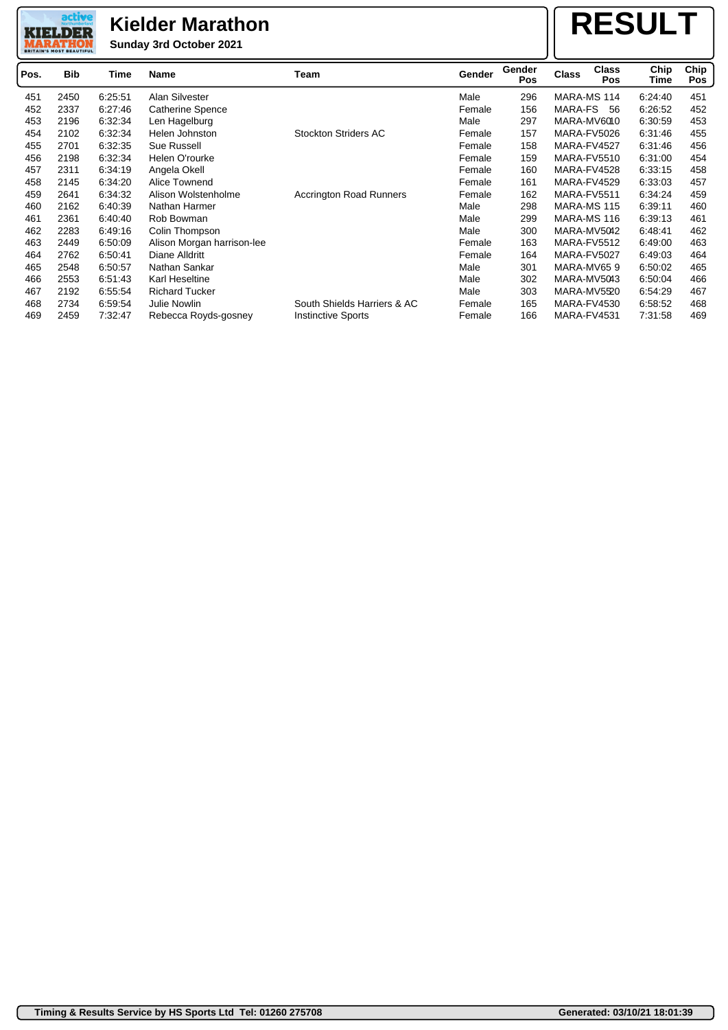# Kielder Marathon

**Sunday 3rd October 2021**

# RESULT

| Pos. | Bib | Time | Name | Team | Gender | Gender Pos | Class | Class Pos | Chip Time | Chip Pos |
|---|---|---|---|---|---|---|---|---|---|---|
| 451 | 2450 | 6:25:51 | Alan Silvester | | Male | 296 | MARA-MS | 114 | 6:24:40 | 451 |
| 452 | 2337 | 6:27:46 | Catherine Spence | | Female | 156 | MARA-FS | 56 | 6:26:52 | 452 |
| 453 | 2196 | 6:32:34 | Len Hagelburg | | Male | 297 | MARA-MV60 | 10 | 6:30:59 | 453 |
| 454 | 2102 | 6:32:34 | Helen Johnston | Stockton Striders AC | Female | 157 | MARA-FV50 | 26 | 6:31:46 | 455 |
| 455 | 2701 | 6:32:35 | Sue Russell | | Female | 158 | MARA-FV45 | 27 | 6:31:46 | 456 |
| 456 | 2198 | 6:32:34 | Helen O'rourke | | Female | 159 | MARA-FV55 | 10 | 6:31:00 | 454 |
| 457 | 2311 | 6:34:19 | Angela Okell | | Female | 160 | MARA-FV45 | 28 | 6:33:15 | 458 |
| 458 | 2145 | 6:34:20 | Alice Townend | | Female | 161 | MARA-FV45 | 29 | 6:33:03 | 457 |
| 459 | 2641 | 6:34:32 | Alison Wolstenholme | Accrington Road Runners | Female | 162 | MARA-FV55 | 11 | 6:34:24 | 459 |
| 460 | 2162 | 6:40:39 | Nathan Harmer | | Male | 298 | MARA-MS | 115 | 6:39:11 | 460 |
| 461 | 2361 | 6:40:40 | Rob Bowman | | Male | 299 | MARA-MS | 116 | 6:39:13 | 461 |
| 462 | 2283 | 6:49:16 | Colin Thompson | | Male | 300 | MARA-MV50 | 42 | 6:48:41 | 462 |
| 463 | 2449 | 6:50:09 | Alison Morgan harrison-lee | | Female | 163 | MARA-FV55 | 12 | 6:49:00 | 463 |
| 464 | 2762 | 6:50:41 | Diane Alldritt | | Female | 164 | MARA-FV50 | 27 | 6:49:03 | 464 |
| 465 | 2548 | 6:50:57 | Nathan Sankar | | Male | 301 | MARA-MV65 | 9 | 6:50:02 | 465 |
| 466 | 2553 | 6:51:43 | Karl Heseltine | | Male | 302 | MARA-MV50 | 43 | 6:50:04 | 466 |
| 467 | 2192 | 6:55:54 | Richard Tucker | | Male | 303 | MARA-MV55 | 20 | 6:54:29 | 467 |
| 468 | 2734 | 6:59:54 | Julie Nowlin | South Shields Harriers & AC | Female | 165 | MARA-FV45 | 30 | 6:58:52 | 468 |
| 469 | 2459 | 7:32:47 | Rebecca Royds-gosney | Instinctive Sports | Female | 166 | MARA-FV45 | 31 | 7:31:58 | 469 |

**Timing & Results Service by HS Sports Ltd Tel: 01260 275708** **Generated: 03/10/21 18:01:39**